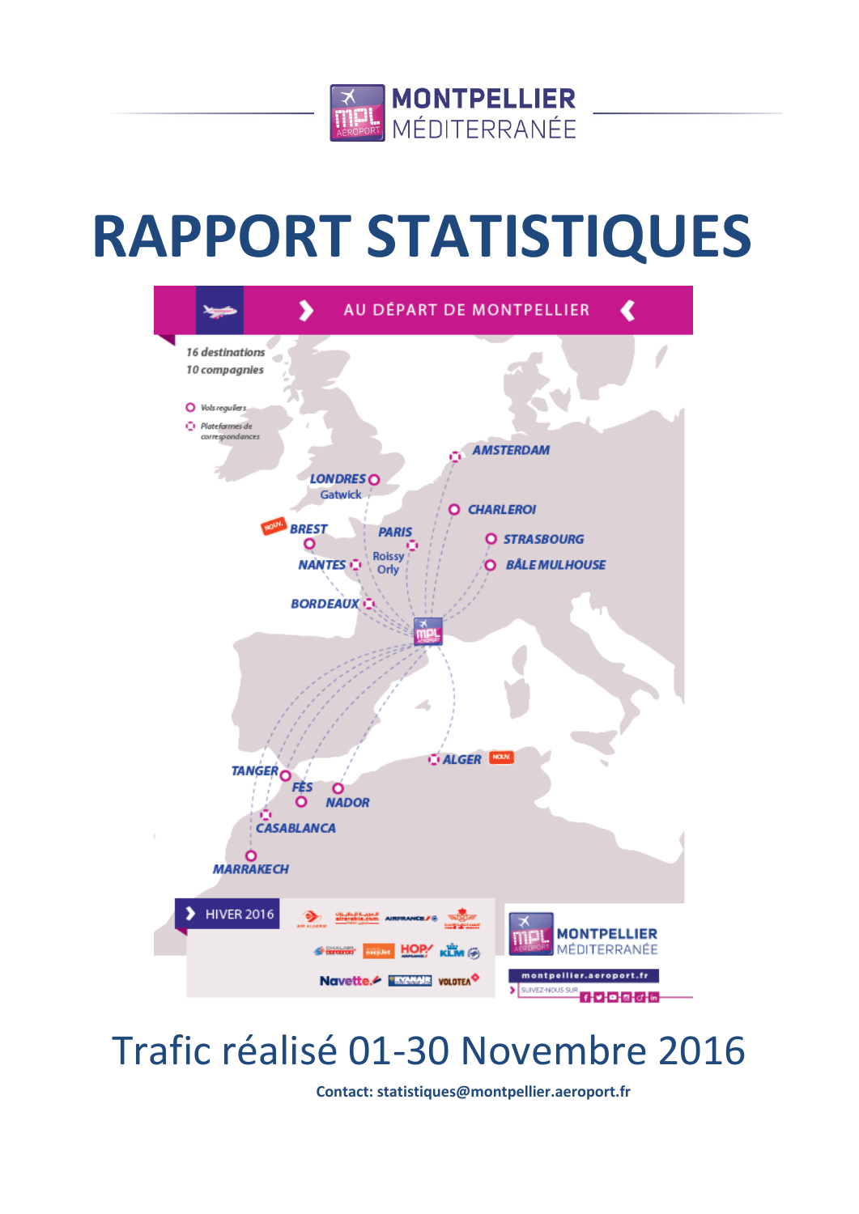MONTPELLIER MÉDITERRANÉE

# RAPPORT STATISTIQUES

AU DÉPART DE MONTPELLIER

16 destinations
10 compagnies

Vols reguliers
Plateformes de correspondances

AMSTERDAM
LONDRES Gatwick
CHARLEROI
BREST
PARIS Roissy Orly
STRASBOURG
NANTES
BÂLE MULHOUSE
BORDEAUX
TANGER
FÈS
NADOR
ALGER
CASABLANCA
MARRAKECH

HIVER 2016

montpellier.aeroport.fr

## Trafic réalisé 01-30 Novembre 2016

**Contact: statistiques@montpellier.aeroport.fr**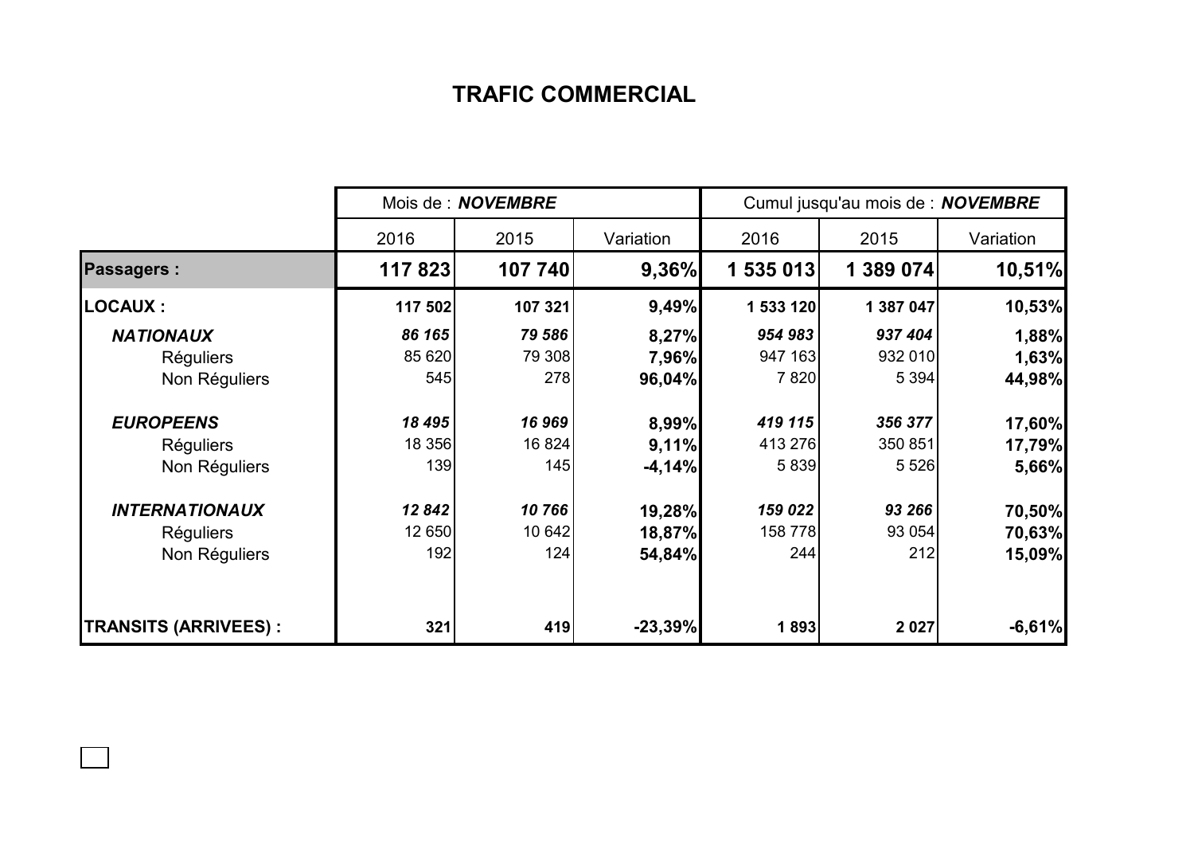# TRAFIC COMMERCIAL

| | Mois de : ***NOVEMBRE*** | | | Cumul jusqu'au mois de : ***NOVEMBRE*** | | |
|---|---|---|---|---|---|---|
| | 2016 | 2015 | Variation | 2016 | 2015 | Variation |
| **Passagers :** | **117 823** | **107 740** | **9,36%** | **1 535 013** | **1 389 074** | **10,51%** |
| **LOCAUX :** | **117 502** | **107 321** | **9,49%** | **1 533 120** | **1 387 047** | **10,53%** |
| ***NATIONAUX*** | ***86 165*** | ***79 586*** | **8,27%** | ***954 983*** | ***937 404*** | **1,88%** |
| Réguliers | 85 620 | 79 308 | **7,96%** | 947 163 | 932 010 | **1,63%** |
| Non Réguliers | 545 | 278 | **96,04%** | 7 820 | 5 394 | **44,98%** |
| ***EUROPEENS*** | ***18 495*** | ***16 969*** | **8,99%** | ***419 115*** | ***356 377*** | **17,60%** |
| Réguliers | 18 356 | 16 824 | **9,11%** | 413 276 | 350 851 | **17,79%** |
| Non Réguliers | 139 | 145 | **-4,14%** | 5 839 | 5 526 | **5,66%** |
| ***INTERNATIONAUX*** | ***12 842*** | ***10 766*** | **19,28%** | ***159 022*** | ***93 266*** | **70,50%** |
| Réguliers | 12 650 | 10 642 | **18,87%** | 158 778 | 93 054 | **70,63%** |
| Non Réguliers | 192 | 124 | **54,84%** | 244 | 212 | **15,09%** |
| **TRANSITS (ARRIVEES) :** | **321** | **419** | **-23,39%** | **1 893** | **2 027** | **-6,61%** |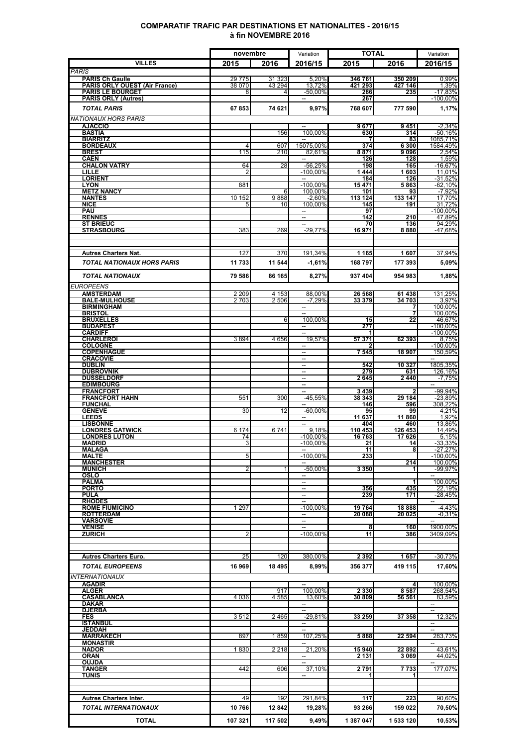**COMPARATIF TRAFIC PAR DESTINATIONS ET NATIONALITES - 2016/15**
**à fin NOVEMBRE 2016**

| VILLES | novembre 2015 | novembre 2016 | Variation 2016/15 | TOTAL 2015 | TOTAL 2016 | Variation 2016/15 |
|---|---|---|---|---|---|---|
| *PARIS* | | | | | | |
| **PARIS Ch Gaulle** | 29 775 | 31 323 | 5,20% | 346 761 | 350 209 | 0,99% |
| **PARIS ORLY OUEST (Air France)** | 38 070 | 43 294 | 13,72% | 421 293 | 427 146 | 1,39% |
| **PARIS LE BOURGET** | 8 | 4 | -50,00% | 286 | 235 | -17,83% |
| **PARIS ORLY (Autres)** | | | -- | 267 | | -100,00% |
| ***TOTAL PARIS*** | **67 853** | **74 621** | **9,97%** | **768 607** | **777 590** | **1,17%** |
| *NATIONAUX HORS PARIS* | | | | | | |
| **AJACCIO** | | | -- | 9 677 | 9 451 | -2,34% |
| **BASTIA** | | 156 | 100,00% | 630 | 314 | -50,16% |
| **BIARRITZ** | | | -- | 7 | 83 | 1085,71% |
| **BORDEAUX** | 4 | 607 | 15075,00% | 374 | 6 300 | 1584,49% |
| **BREST** | 115 | 210 | 82,61% | 8 871 | 9 096 | 2,54% |
| **CAEN** | | | -- | 126 | 128 | 1,59% |
| **CHALON VATRY** | 64 | 28 | -56,25% | 198 | 165 | -16,67% |
| **LILLE** | 2 | | -100,00% | 1 444 | 1 603 | 11,01% |
| **LORIENT** | | | -- | 184 | 126 | -31,52% |
| **LYON** | 881 | | -100,00% | 15 471 | 5 863 | -62,10% |
| **METZ NANCY** | | 6 | 100,00% | 101 | 93 | -7,92% |
| **NANTES** | 10 152 | 9 888 | -2,60% | 113 124 | 133 147 | 17,70% |
| **NICE** | 5 | 10 | 100,00% | 145 | 191 | 31,72% |
| **PAU** | | | -- | 97 | | -100,00% |
| **RENNES** | | | -- | 142 | 210 | 47,89% |
| **ST BRIEUC** | | | -- | 70 | 136 | 94,29% |
| **STRASBOURG** | 383 | 269 | -29,77% | 16 971 | 8 880 | -47,68% |
| **Autres Charters Nat.** | 127 | 370 | 191,34% | 1 165 | 1 607 | 37,94% |
| ***TOTAL NATIONAUX HORS PARIS*** | **11 733** | **11 544** | **-1,61%** | **168 797** | **177 393** | **5,09%** |
| ***TOTAL NATIONAUX*** | **79 586** | **86 165** | **8,27%** | **937 404** | **954 983** | **1,88%** |
| *EUROPEENS* | | | | | | |
| **AMSTERDAM** | 2 209 | 4 153 | 88,00% | 26 568 | 61 438 | 131,25% |
| **BALE-MULHOUSE** | 2 703 | 2 506 | -7,29% | 33 379 | 34 703 | 3,97% |
| **BIRMINGHAM** | | | -- | | 7 | 100,00% |
| **BRISTOL** | | | -- | | 7 | 100,00% |
| **BRUXELLES** | | 6 | 100,00% | 15 | 22 | 46,67% |
| **BUDAPEST** | | | -- | 277 | | -100,00% |
| **CARDIFF** | | | -- | 1 | | -100,00% |
| **CHARLEROI** | 3 894 | 4 656 | 19,57% | 57 371 | 62 393 | 8,75% |
| **COLOGNE** | | | -- | 2 | | -100,00% |
| **COPENHAGUE** | | | -- | 7 545 | 18 907 | 150,59% |
| **CRACOVIE** | | | -- | | | -- |
| **DUBLIN** | | | -- | 542 | 10 327 | 1805,35% |
| **DUBROVNIK** | | | -- | 279 | 631 | 126,16% |
| **DUSSELDORF** | | | -- | 2 645 | 2 440 | -7,75% |
| **EDIMBOURG** | | | -- | | | -- |
| **FRANCFORT** | | | -- | 3 439 | 2 | -99,94% |
| **FRANCFORT HAHN** | 551 | 300 | -45,55% | 38 343 | 29 184 | -23,89% |
| **FUNCHAL** | | | -- | 146 | 596 | 308,22% |
| **GENEVE** | 30 | 12 | -60,00% | 95 | 99 | 4,21% |
| **LEEDS** | | | -- | 11 637 | 11 860 | 1,92% |
| **LISBONNE** | | | -- | 404 | 460 | 13,86% |
| **LONDRES GATWICK** | 6 174 | 6 741 | 9,18% | 110 453 | 126 453 | 14,49% |
| **LONDRES LUTON** | 74 | | -100,00% | 16 763 | 17 626 | 5,15% |
| **MADRID** | 3 | | -100,00% | 21 | 14 | -33,33% |
| **MALAGA** | | | -- | 11 | 8 | -27,27% |
| **MALTE** | 5 | | -100,00% | 233 | | -100,00% |
| **MANCHESTER** | | | -- | | 214 | 100,00% |
| **MUNICH** | 2 | 1 | -50,00% | 3 350 | 1 | -99,97% |
| **OSLO** | | | -- | | | -- |
| **PALMA** | | | -- | | 1 | 100,00% |
| **PORTO** | | | -- | 356 | 435 | 22,19% |
| **PULA** | | | -- | 239 | 171 | -28,45% |
| **RHODES** | | | -- | | | -- |
| **ROME FIUMICINO** | 1 297 | | -100,00% | 19 764 | 18 888 | -4,43% |
| **ROTTERDAM** | | | -- | 20 088 | 20 025 | -0,31% |
| **VARSOVIE** | | | -- | | | -- |
| **VENISE** | | | -- | 8 | 160 | 1900,00% |
| **ZURICH** | 2 | | -100,00% | 11 | 386 | 3409,09% |
| **Autres Charters Euro.** | 25 | 120 | 380,00% | 2 392 | 1 657 | -30,73% |
| ***TOTAL EUROPEENS*** | **16 969** | **18 495** | **8,99%** | **356 377** | **419 115** | **17,60%** |
| *INTERNATIONAUX* | | | | | | |
| **AGADIR** | | | -- | | 4 | 100,00% |
| **ALGER** | | 917 | 100,00% | 2 330 | 8 587 | 268,54% |
| **CASABLANCA** | 4 036 | 4 585 | 13,60% | 30 809 | 56 561 | 83,59% |
| **DAKAR** | | | -- | | | -- |
| **DJERBA** | | | -- | | | -- |
| **FES** | 3 512 | 2 465 | -29,81% | 33 259 | 37 358 | 12,32% |
| **ISTANBUL** | | | -- | | | -- |
| **JEDDAH** | | | -- | | | -- |
| **MARRAKECH** | 897 | 1 859 | 107,25% | 5 888 | 22 594 | 283,73% |
| **MONASTIR** | | | -- | | | -- |
| **NADOR** | 1 830 | 2 218 | 21,20% | 15 940 | 22 892 | 43,61% |
| **ORAN** | | | -- | 2 131 | 3 069 | 44,02% |
| **OUJDA** | | | -- | | | -- |
| **TANGER** | 442 | 606 | 37,10% | 2 791 | 7 733 | 177,07% |
| **TUNIS** | | | -- | 1 | 1 | |
| **Autres Charters Inter.** | 49 | 192 | 291,84% | 117 | 223 | 90,60% |
| ***TOTAL INTERNATIONAUX*** | **10 766** | **12 842** | **19,28%** | **93 266** | **159 022** | **70,50%** |
| **TOTAL** | **107 321** | **117 502** | **9,49%** | **1 387 047** | **1 533 120** | **10,53%** |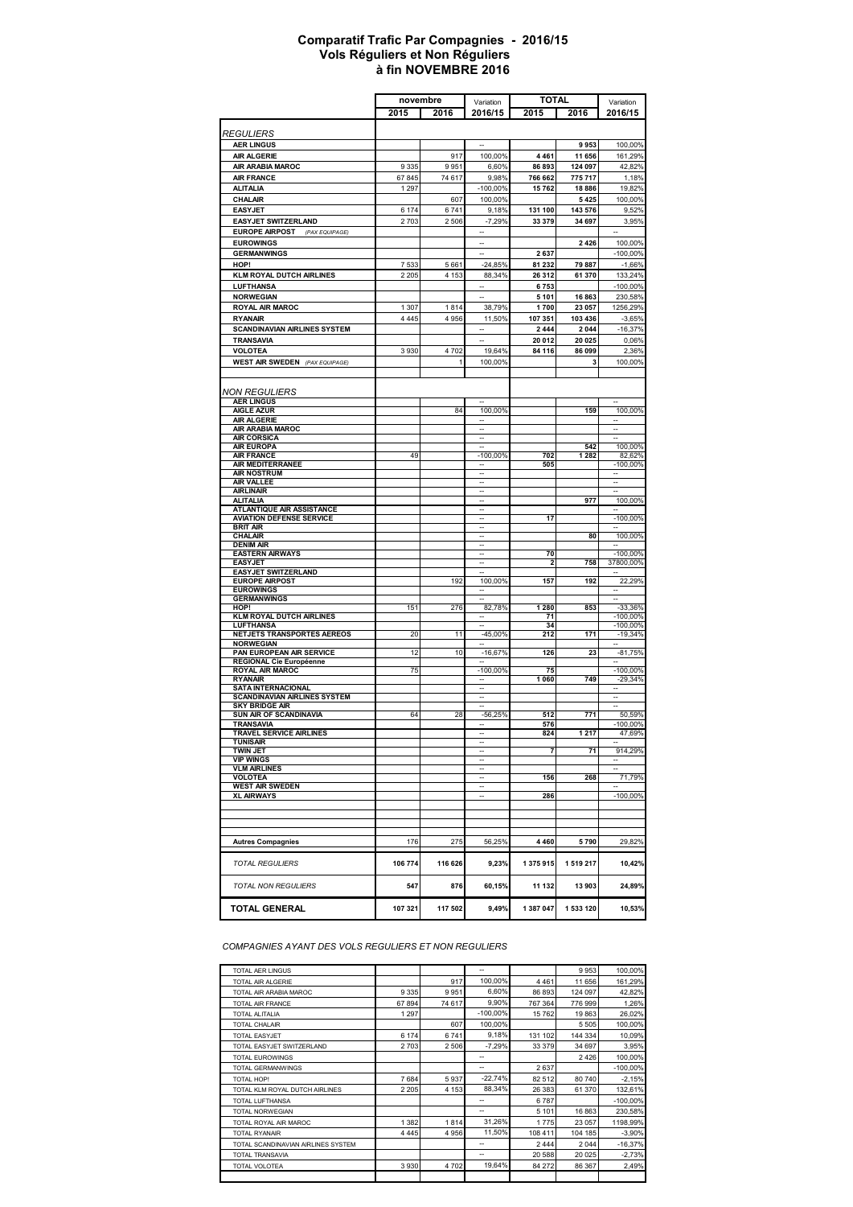# Comparatif Trafic Par Compagnies - 2016/15
## Vols Réguliers et Non Réguliers
## à fin NOVEMBRE 2016

| | novembre | | Variation | TOTAL | | Variation |
|---|---|---|---|---|---|---|
| | 2015 | 2016 | 2016/15 | 2015 | 2016 | 2016/15 |
| *REGULIERS* | | | | | | |
| **AER LINGUS** | | | -- | | 9 953 | 100,00% |
| **AIR ALGERIE** | | 917 | 100,00% | 4 461 | 11 656 | 161,29% |
| **AIR ARABIA MAROC** | 9 335 | 9 951 | 6,60% | 86 893 | 124 097 | 42,82% |
| **AIR FRANCE** | 67 845 | 74 617 | 9,98% | 766 662 | 775 717 | 1,18% |
| **ALITALIA** | 1 297 | | -100,00% | 15 762 | 18 886 | 19,82% |
| **CHALAIR** | | 607 | 100,00% | | 5 425 | 100,00% |
| **EASYJET** | 6 174 | 6 741 | 9,18% | 131 100 | 143 576 | 9,52% |
| **EASYJET SWITZERLAND** | 2 703 | 2 506 | -7,29% | 33 379 | 34 697 | 3,95% |
| **EUROPE AIRPOST** *(PAX EQUIPAGE)* | | | -- | | | -- |
| **EUROWINGS** | | | -- | | 2 426 | 100,00% |
| **GERMANWINGS** | | | -- | 2 637 | | -100,00% |
| **HOP!** | 7 533 | 5 661 | -24,85% | 81 232 | 79 887 | -1,66% |
| **KLM ROYAL DUTCH AIRLINES** | 2 205 | 4 153 | 88,34% | 26 312 | 61 370 | 133,24% |
| **LUFTHANSA** | | | -- | 6 753 | | -100,00% |
| **NORWEGIAN** | | | -- | 5 101 | 16 863 | 230,58% |
| **ROYAL AIR MAROC** | 1 307 | 1 814 | 38,79% | 1 700 | 23 057 | 1256,29% |
| **RYANAIR** | 4 445 | 4 956 | 11,50% | 107 351 | 103 436 | -3,65% |
| **SCANDINAVIAN AIRLINES SYSTEM** | | | -- | 2 444 | 2 044 | -16,37% |
| **TRANSAVIA** | | | -- | 20 012 | 20 025 | 0,06% |
| **VOLOTEA** | 3 930 | 4 702 | 19,64% | 84 116 | 86 099 | 2,36% |
| **WEST AIR SWEDEN** *(PAX EQUIPAGE)* | | 1 | 100,00% | | 3 | 100,00% |
| *NON REGULIERS* | | | | | | |
| **AER LINGUS** | | | -- | | | -- |
| **AIGLE AZUR** | | 84 | 100,00% | | 159 | 100,00% |
| **AIR ALGERIE** | | | -- | | | -- |
| **AIR ARABIA MAROC** | | | -- | | | -- |
| **AIR CORSICA** | | | -- | | | -- |
| **AIR EUROPA** | | | -- | | 542 | 100,00% |
| **AIR FRANCE** | 49 | | -100,00% | 702 | 1 282 | 82,62% |
| **AIR MEDITERRANEE** | | | -- | 505 | | -100,00% |
| **AIR NOSTRUM** | | | -- | | | -- |
| **AIR VALLEE** | | | -- | | | -- |
| **AIRLINAIR** | | | -- | | | -- |
| **ALITALIA** | | | -- | | 977 | 100,00% |
| **ATLANTIQUE AIR ASSISTANCE** | | | -- | | | -- |
| **AVIATION DEFENSE SERVICE** | | | -- | 17 | | -100,00% |
| **BRIT AIR** | | | -- | | | -- |
| **CHALAIR** | | | -- | | 80 | 100,00% |
| **DENIM AIR** | | | -- | | | -- |
| **EASTERN AIRWAYS** | | | -- | 70 | | -100,00% |
| **EASYJET** | | | -- | 2 | 758 | 37800,00% |
| **EASYJET SWITZERLAND** | | | -- | | | -- |
| **EUROPE AIRPOST** | | 192 | 100,00% | 157 | 192 | 22,29% |
| **EUROWINGS** | | | -- | | | -- |
| **GERMANWINGS** | | | -- | | | -- |
| **HOP!** | 151 | 276 | 82,78% | 1 280 | 853 | -33,36% |
| **KLM ROYAL DUTCH AIRLINES** | | | -- | 71 | | -100,00% |
| **LUFTHANSA** | | | -- | 34 | | -100,00% |
| **NETJETS TRANSPORTES AEREOS** | 20 | 11 | -45,00% | 212 | 171 | -19,34% |
| **NORWEGIAN** | | | -- | | | -- |
| **PAN EUROPEAN AIR SERVICE** | 12 | 10 | -16,67% | 126 | 23 | -81,75% |
| **REGIONAL Cie Européenne** | | | -- | | | -- |
| **ROYAL AIR MAROC** | 75 | | -100,00% | 75 | | -100,00% |
| **RYANAIR** | | | -- | 1 060 | 749 | -29,34% |
| **SATA INTERNACIONAL** | | | -- | | | -- |
| **SCANDINAVIAN AIRLINES SYSTEM** | | | -- | | | -- |
| **SKY BRIDGE AIR** | | | -- | | | -- |
| **SUN AIR OF SCANDINAVIA** | 64 | 28 | -56,25% | 512 | 771 | 50,59% |
| **TRANSAVIA** | | | -- | 576 | | -100,00% |
| **TRAVEL SERVICE AIRLINES** | | | -- | 824 | 1 217 | 47,69% |
| **TUNISAIR** | | | -- | | | -- |
| **TWIN JET** | | | -- | 7 | 71 | 914,29% |
| **VIP WINGS** | | | -- | | | -- |
| **VLM AIRLINES** | | | -- | | | -- |
| **VOLOTEA** | | | -- | 156 | 268 | 71,79% |
| **WEST AIR SWEDEN** | | | -- | | | -- |
| **XL AIRWAYS** | | | -- | 286 | | -100,00% |
| **Autres Compagnies** | 176 | 275 | 56,25% | 4 460 | 5 790 | 29,82% |
| *TOTAL REGULIERS* | **106 774** | **116 626** | **9,23%** | **1 375 915** | **1 519 217** | **10,42%** |
| *TOTAL NON REGULIERS* | **547** | **876** | **60,15%** | **11 132** | **13 903** | **24,89%** |
| **TOTAL GENERAL** | **107 321** | **117 502** | **9,49%** | **1 387 047** | **1 533 120** | **10,53%** |

*COMPAGNIES AYANT DES VOLS REGULIERS ET NON REGULIERS*

| | | | | | | |
|---|---|---|---|---|---|---|
| TOTAL AER LINGUS | | | -- | | 9 953 | 100,00% |
| TOTAL AIR ALGERIE | | 917 | 100,00% | 4 461 | 11 656 | 161,29% |
| TOTAL AIR ARABIA MAROC | 9 335 | 9 951 | 6,60% | 86 893 | 124 097 | 42,82% |
| TOTAL AIR FRANCE | 67 894 | 74 617 | 9,90% | 767 364 | 776 999 | 1,26% |
| TOTAL ALITALIA | 1 297 | | -100,00% | 15 762 | 19 863 | 26,02% |
| TOTAL CHALAIR | | 607 | 100,00% | | 5 505 | 100,00% |
| TOTAL EASYJET | 6 174 | 6 741 | 9,18% | 131 102 | 144 334 | 10,09% |
| TOTAL EASYJET SWITZERLAND | 2 703 | 2 506 | -7,29% | 33 379 | 34 697 | 3,95% |
| TOTAL EUROWINGS | | | -- | | 2 426 | 100,00% |
| TOTAL GERMANWINGS | | | -- | 2 637 | | -100,00% |
| TOTAL HOP! | 7 684 | 5 937 | -22,74% | 82 512 | 80 740 | -2,15% |
| TOTAL KLM ROYAL DUTCH AIRLINES | 2 205 | 4 153 | 88,34% | 26 383 | 61 370 | 132,61% |
| TOTAL LUFTHANSA | | | -- | 6 787 | | -100,00% |
| TOTAL NORWEGIAN | | | -- | 5 101 | 16 863 | 230,58% |
| TOTAL ROYAL AIR MAROC | 1 382 | 1 814 | 31,26% | 1 775 | 23 057 | 1198,99% |
| TOTAL RYANAIR | 4 445 | 4 956 | 11,50% | 108 411 | 104 185 | -3,90% |
| TOTAL SCANDINAVIAN AIRLINES SYSTEM | | | -- | 2 444 | 2 044 | -16,37% |
| TOTAL TRANSAVIA | | | -- | 20 588 | 20 025 | -2,73% |
| TOTAL VOLOTEA | 3 930 | 4 702 | 19,64% | 84 272 | 86 367 | 2,49% |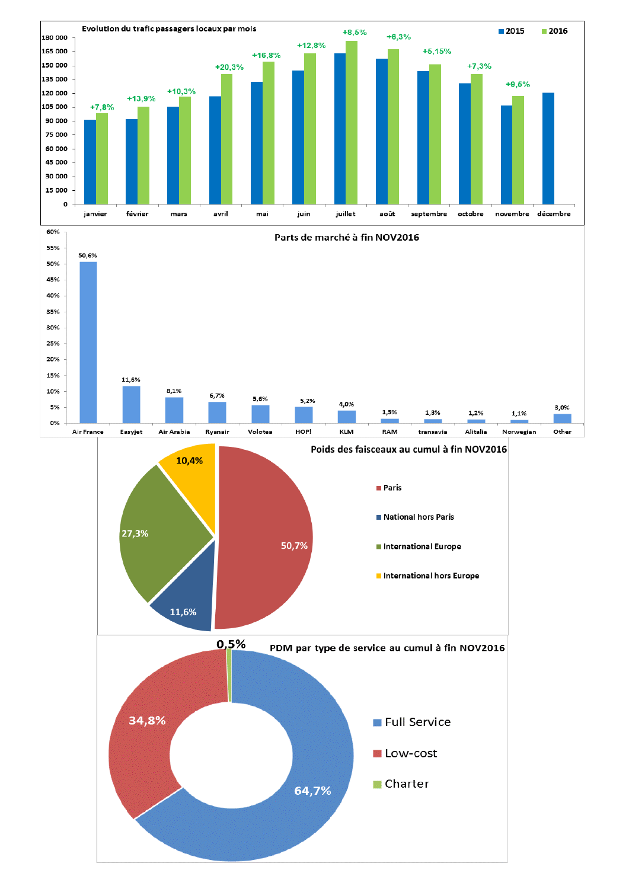Evolution du trafic passagers locaux par mois

2015
2016

180 000
165 000
150 000
135 000
120 000
105 000
90 000
75 000
60 000
45 000
30 000
15 000
0

+7,8%
+13,9%
+10,3%
+20,3%
+16,8%
+12,8%
+8,5%
+6,3%
+5,15%
+7,3%
+9,5%

janvier
février
mars
avril
mai
juin
juillet
août
septembre
octobre
novembre
décembre

Parts de marché à fin NOV2016

60%
55%
50%
45%
40%
35%
30%
25%
20%
15%
10%
5%
0%

50,6%
11,6%
8,1%
6,7%
5,6%
5,2%
4,0%
1,5%
1,3%
1,2%
1,1%
3,0%

Air France
Easyjet
Air Arabia
Ryanair
Volotea
HOP!
KLM
RAM
transavia
Alitalia
Norwegian
Other

Poids des faisceaux au cumul à fin NOV2016

50,7%
11,6%
27,3%
10,4%

Paris
National hors Paris
International Europe
International hors Europe

PDM par type de service au cumul à fin NOV2016

64,7%
34,8%
0,5%

Full Service
Low-cost
Charter